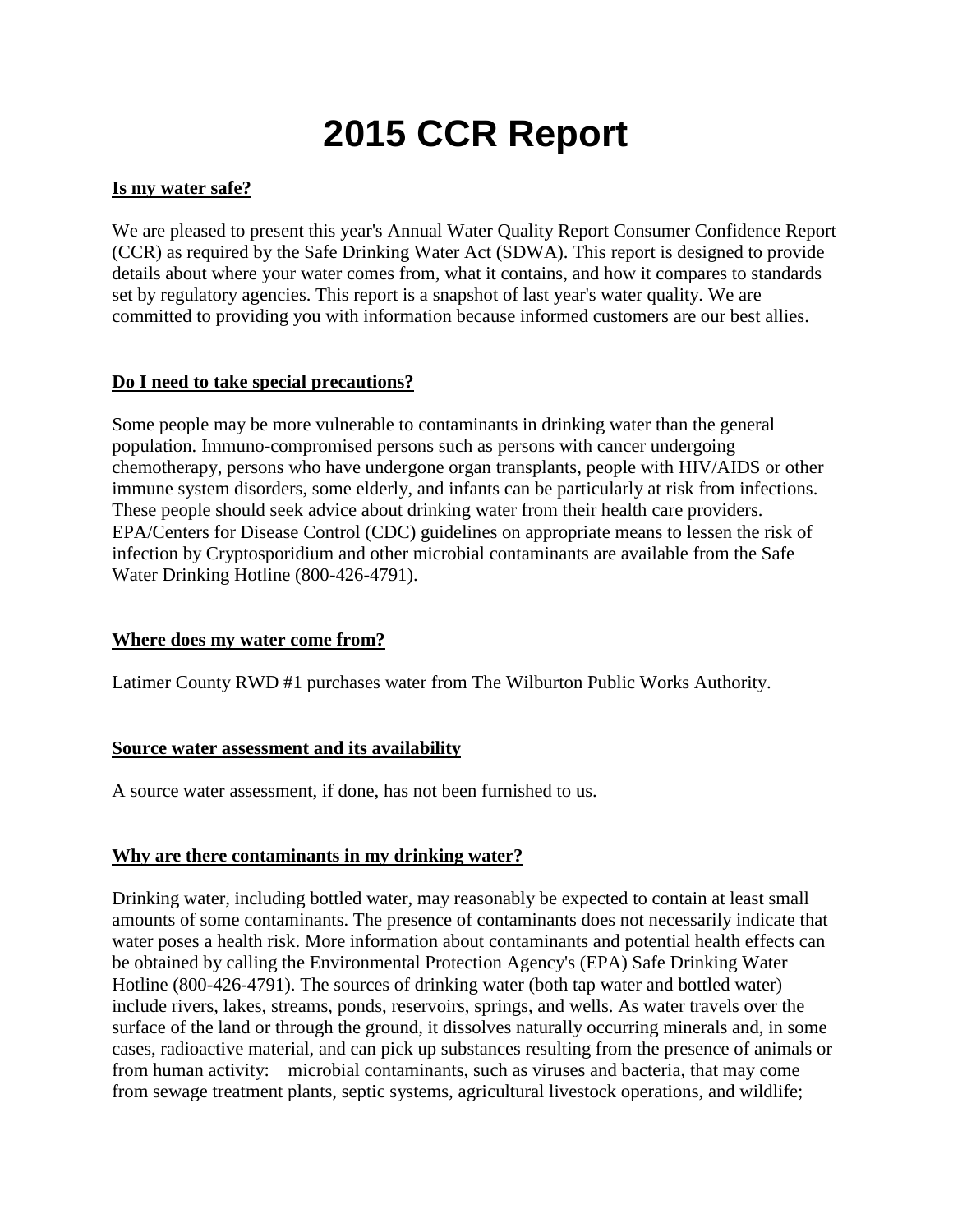# 2015 CCR Report

**Is my water safe?**

We are pleased to present this year's Annual Water Quality Report Consumer Confidence Report (CCR) as required by the Safe Drinking Water Act (SDWA). This report is designed to provide details about where your water comes from, what it contains, and how it compares to standards set by regulatory agencies. This report is a snapshot of last year's water quality. We are committed to providing you with information because informed customers are our best allies.

**Do I need to take special precautions?**

Some people may be more vulnerable to contaminants in drinking water than the general population. Immuno-compromised persons such as persons with cancer undergoing chemotherapy, persons who have undergone organ transplants, people with HIV/AIDS or other immune system disorders, some elderly, and infants can be particularly at risk from infections. These people should seek advice about drinking water from their health care providers. EPA/Centers for Disease Control (CDC) guidelines on appropriate means to lessen the risk of infection by Cryptosporidium and other microbial contaminants are available from the Safe Water Drinking Hotline (800-426-4791).

**Where does my water come from?**

Latimer County RWD #1 purchases water from The Wilburton Public Works Authority.

**Source water assessment and its availability**

A source water assessment, if done, has not been furnished to us.

**Why are there contaminants in my drinking water?**

Drinking water, including bottled water, may reasonably be expected to contain at least small amounts of some contaminants. The presence of contaminants does not necessarily indicate that water poses a health risk. More information about contaminants and potential health effects can be obtained by calling the Environmental Protection Agency's (EPA) Safe Drinking Water Hotline (800-426-4791). The sources of drinking water (both tap water and bottled water) include rivers, lakes, streams, ponds, reservoirs, springs, and wells. As water travels over the surface of the land or through the ground, it dissolves naturally occurring minerals and, in some cases, radioactive material, and can pick up substances resulting from the presence of animals or from human activity: microbial contaminants, such as viruses and bacteria, that may come from sewage treatment plants, septic systems, agricultural livestock operations, and wildlife;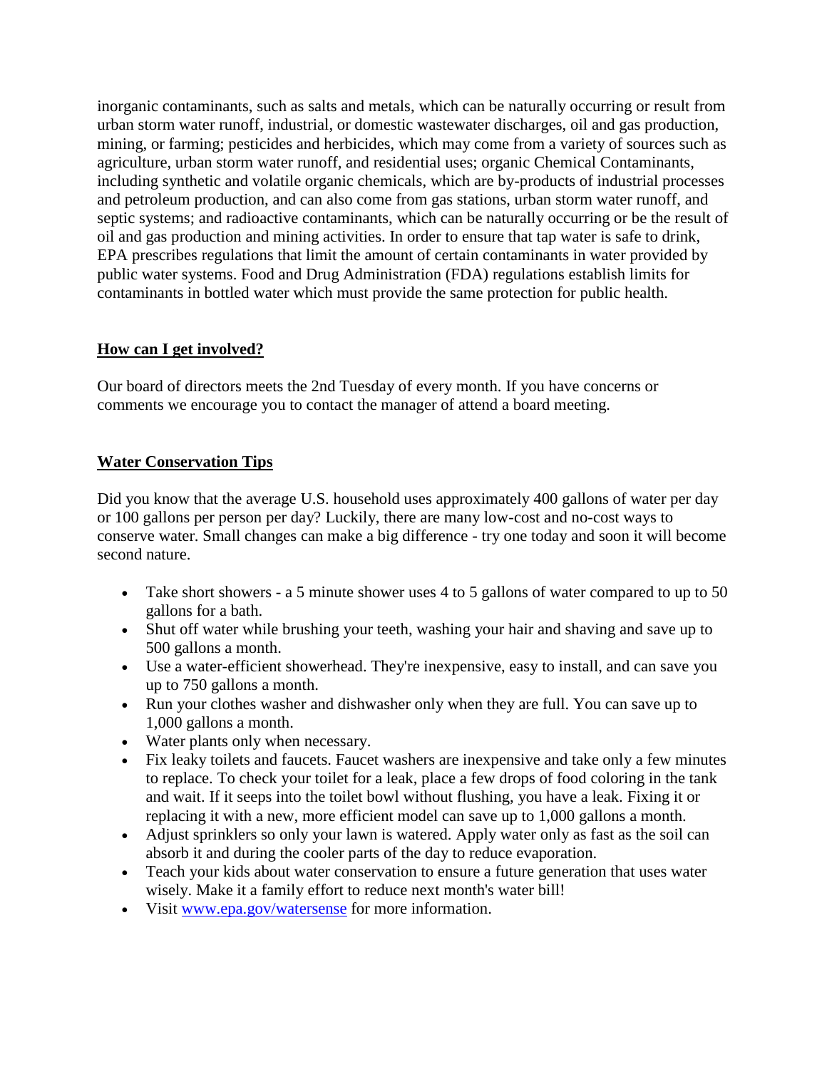inorganic contaminants, such as salts and metals, which can be naturally occurring or result from urban storm water runoff, industrial, or domestic wastewater discharges, oil and gas production, mining, or farming; pesticides and herbicides, which may come from a variety of sources such as agriculture, urban storm water runoff, and residential uses; organic Chemical Contaminants, including synthetic and volatile organic chemicals, which are by-products of industrial processes and petroleum production, and can also come from gas stations, urban storm water runoff, and septic systems; and radioactive contaminants, which can be naturally occurring or be the result of oil and gas production and mining activities. In order to ensure that tap water is safe to drink, EPA prescribes regulations that limit the amount of certain contaminants in water provided by public water systems. Food and Drug Administration (FDA) regulations establish limits for contaminants in bottled water which must provide the same protection for public health.

## How can I get involved?

Our board of directors meets the 2nd Tuesday of every month. If you have concerns or comments we encourage you to contact the manager of attend a board meeting.

## Water Conservation Tips

Did you know that the average U.S. household uses approximately 400 gallons of water per day or 100 gallons per person per day? Luckily, there are many low-cost and no-cost ways to conserve water. Small changes can make a big difference - try one today and soon it will become second nature.

- Take short showers - a 5 minute shower uses 4 to 5 gallons of water compared to up to 50 gallons for a bath.
- Shut off water while brushing your teeth, washing your hair and shaving and save up to 500 gallons a month.
- Use a water-efficient showerhead. They're inexpensive, easy to install, and can save you up to 750 gallons a month.
- Run your clothes washer and dishwasher only when they are full. You can save up to 1,000 gallons a month.
- Water plants only when necessary.
- Fix leaky toilets and faucets. Faucet washers are inexpensive and take only a few minutes to replace. To check your toilet for a leak, place a few drops of food coloring in the tank and wait. If it seeps into the toilet bowl without flushing, you have a leak. Fixing it or replacing it with a new, more efficient model can save up to 1,000 gallons a month.
- Adjust sprinklers so only your lawn is watered. Apply water only as fast as the soil can absorb it and during the cooler parts of the day to reduce evaporation.
- Teach your kids about water conservation to ensure a future generation that uses water wisely. Make it a family effort to reduce next month's water bill!
- Visit [www.epa.gov/watersense](www.epa.gov/watersense) for more information.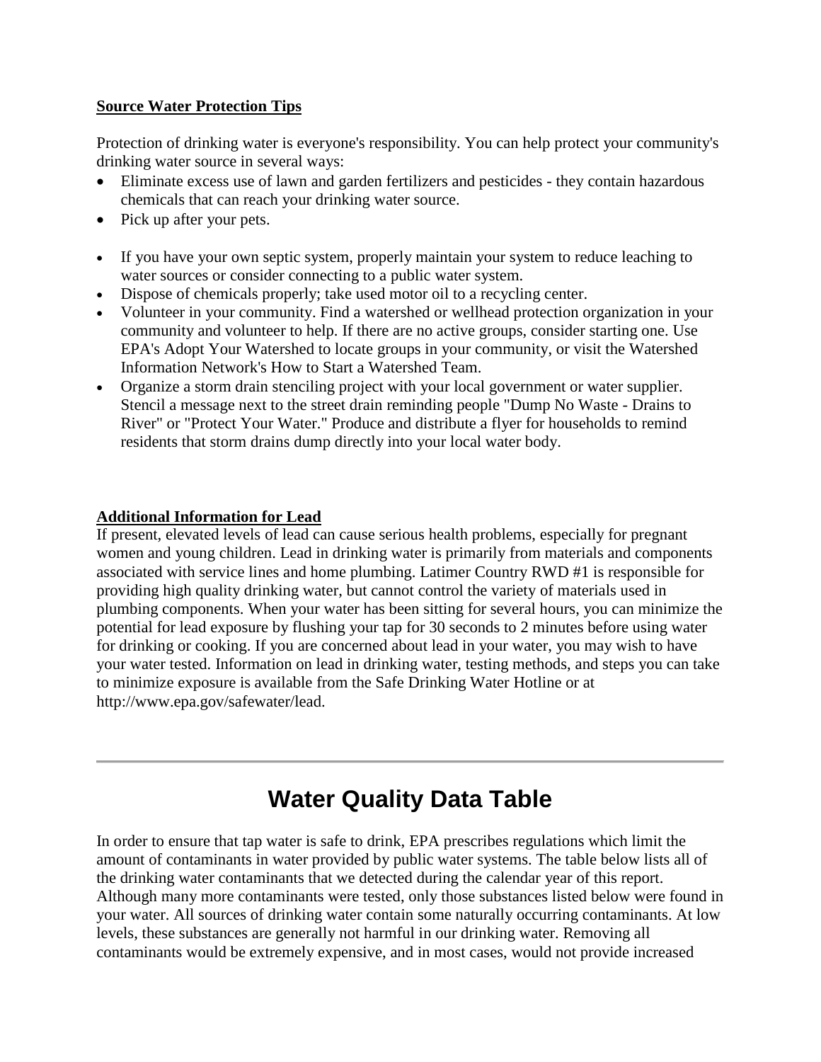**Source Water Protection Tips**

Protection of drinking water is everyone's responsibility. You can help protect your community's drinking water source in several ways:

- Eliminate excess use of lawn and garden fertilizers and pesticides - they contain hazardous chemicals that can reach your drinking water source.
- Pick up after your pets.
- If you have your own septic system, properly maintain your system to reduce leaching to water sources or consider connecting to a public water system.
- Dispose of chemicals properly; take used motor oil to a recycling center.
- Volunteer in your community. Find a watershed or wellhead protection organization in your community and volunteer to help. If there are no active groups, consider starting one. Use EPA's Adopt Your Watershed to locate groups in your community, or visit the Watershed Information Network's How to Start a Watershed Team.
- Organize a storm drain stenciling project with your local government or water supplier. Stencil a message next to the street drain reminding people "Dump No Waste - Drains to River" or "Protect Your Water." Produce and distribute a flyer for households to remind residents that storm drains dump directly into your local water body.

**Additional Information for Lead**

If present, elevated levels of lead can cause serious health problems, especially for pregnant women and young children. Lead in drinking water is primarily from materials and components associated with service lines and home plumbing. Latimer Country RWD #1 is responsible for providing high quality drinking water, but cannot control the variety of materials used in plumbing components. When your water has been sitting for several hours, you can minimize the potential for lead exposure by flushing your tap for 30 seconds to 2 minutes before using water for drinking or cooking. If you are concerned about lead in your water, you may wish to have your water tested. Information on lead in drinking water, testing methods, and steps you can take to minimize exposure is available from the Safe Drinking Water Hotline or at http://www.epa.gov/safewater/lead.

---

# Water Quality Data Table

In order to ensure that tap water is safe to drink, EPA prescribes regulations which limit the amount of contaminants in water provided by public water systems. The table below lists all of the drinking water contaminants that we detected during the calendar year of this report. Although many more contaminants were tested, only those substances listed below were found in your water. All sources of drinking water contain some naturally occurring contaminants. At low levels, these substances are generally not harmful in our drinking water. Removing all contaminants would be extremely expensive, and in most cases, would not provide increased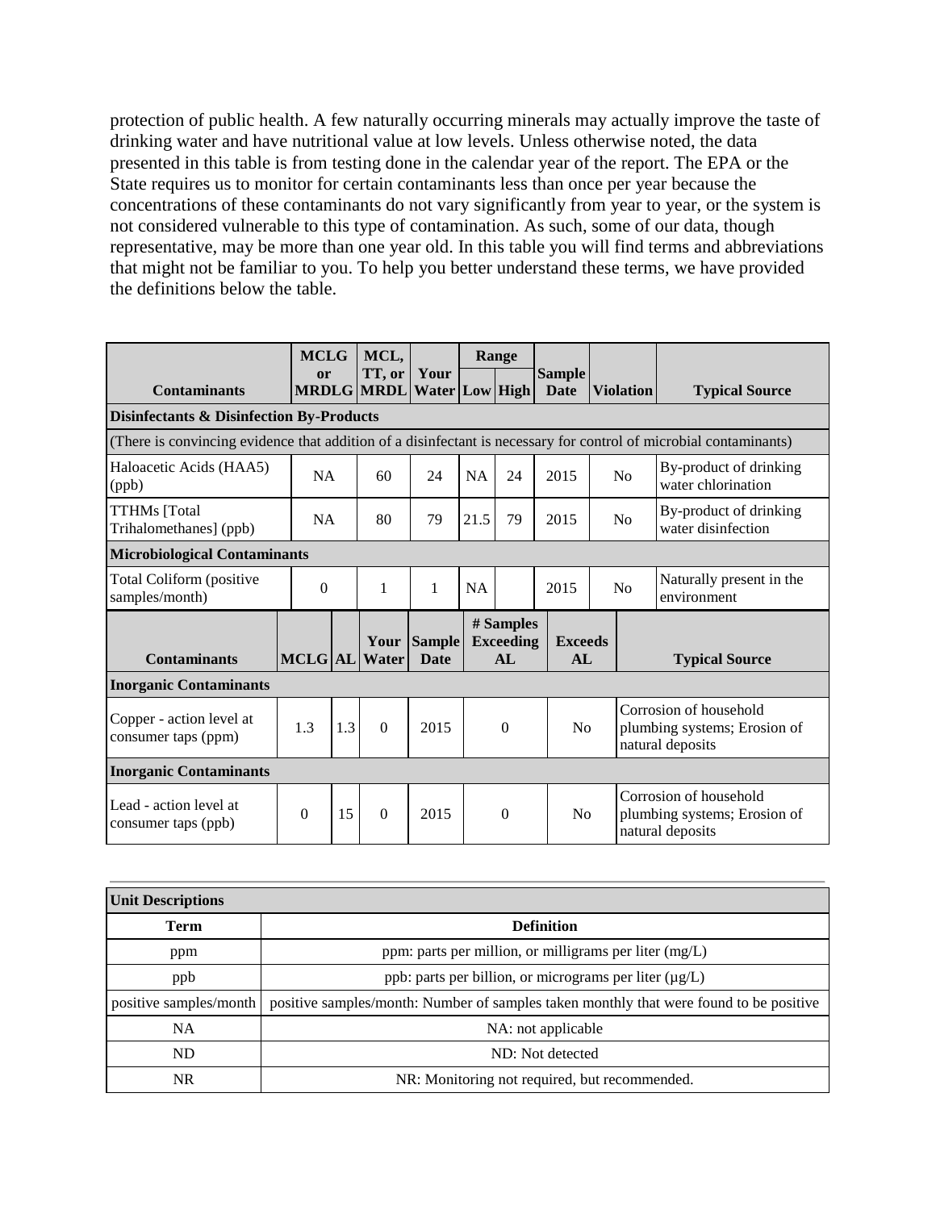protection of public health. A few naturally occurring minerals may actually improve the taste of drinking water and have nutritional value at low levels. Unless otherwise noted, the data presented in this table is from testing done in the calendar year of the report. The EPA or the State requires us to monitor for certain contaminants less than once per year because the concentrations of these contaminants do not vary significantly from year to year, or the system is not considered vulnerable to this type of contamination. As such, some of our data, though representative, may be more than one year old. In this table you will find terms and abbreviations that might not be familiar to you. To help you better understand these terms, we have provided the definitions below the table.

| Contaminants | MCLG or MRDLG | MCL, TT, or MRDL | Your Water | Range Low | Range High | Sample Date | Violation | Typical Source |
|---|---|---|---|---|---|---|---|---|
| **Disinfectants & Disinfection By-Products** | | | | | | | | |
| (There is convincing evidence that addition of a disinfectant is necessary for control of microbial contaminants) | | | | | | | | |
| Haloacetic Acids (HAA5) (ppb) | NA | 60 | 24 | NA | 24 | 2015 | No | By-product of drinking water chlorination |
| TTHMs [Total Trihalomethanes] (ppb) | NA | 80 | 79 | 21.5 | 79 | 2015 | No | By-product of drinking water disinfection |
| **Microbiological Contaminants** | | | | | | | | |
| Total Coliform (positive samples/month) | 0 | 1 | 1 | NA | | 2015 | No | Naturally present in the environment |

| Contaminants | MCLG | AL | Your Water | Sample Date | # Samples Exceeding AL | Exceeds AL | Typical Source |
|---|---|---|---|---|---|---|---|
| **Inorganic Contaminants** | | | | | | | |
| Copper - action level at consumer taps (ppm) | 1.3 | 1.3 | 0 | 2015 | 0 | No | Corrosion of household plumbing systems; Erosion of natural deposits |
| **Inorganic Contaminants** | | | | | | | |
| Lead - action level at consumer taps (ppb) | 0 | 15 | 0 | 2015 | 0 | No | Corrosion of household plumbing systems; Erosion of natural deposits |

| **Unit Descriptions** | |
|---|---|
| **Term** | **Definition** |
| ppm | ppm: parts per million, or milligrams per liter (mg/L) |
| ppb | ppb: parts per billion, or micrograms per liter (µg/L) |
| positive samples/month | positive samples/month: Number of samples taken monthly that were found to be positive |
| NA | NA: not applicable |
| ND | ND: Not detected |
| NR | NR: Monitoring not required, but recommended. |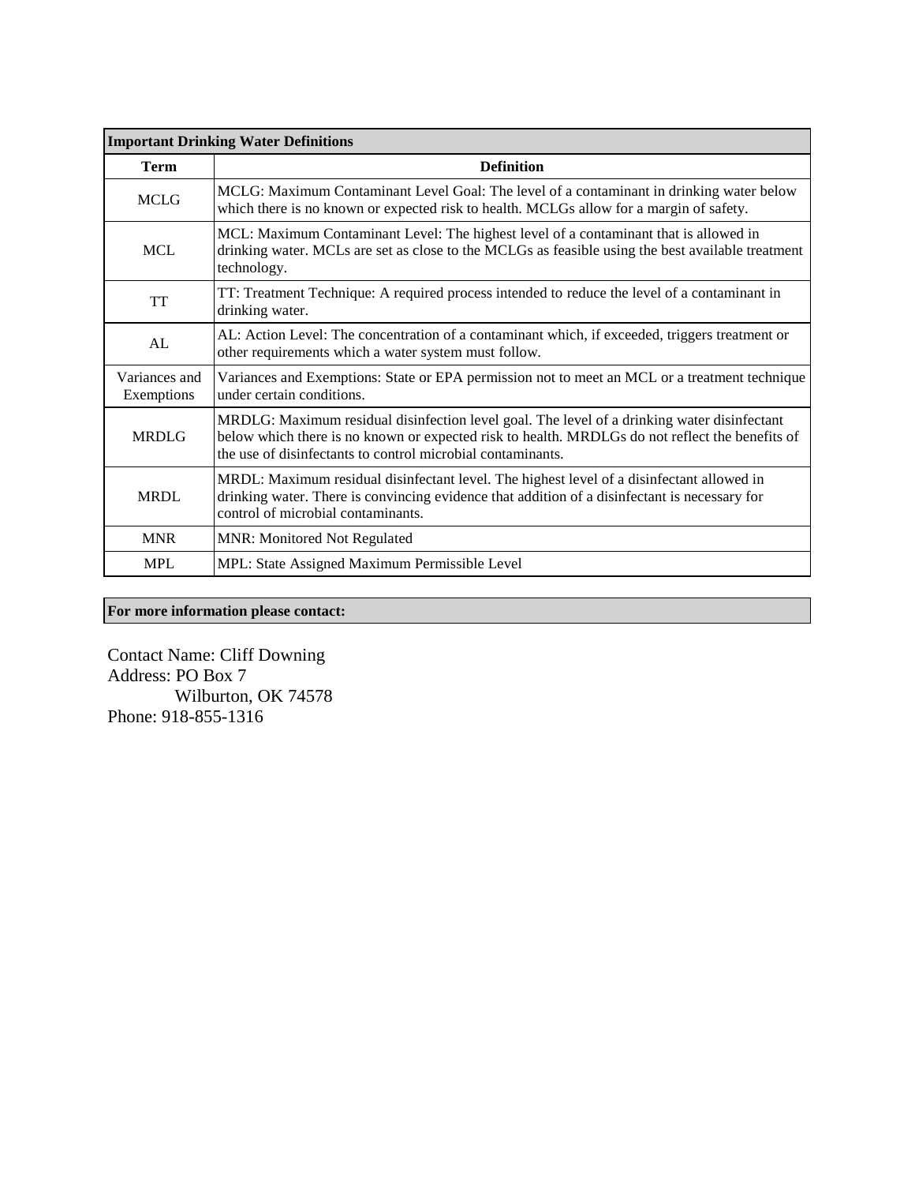| Important Drinking Water Definitions | |
|---|---|
| **Term** | **Definition** |
| MCLG | MCLG: Maximum Contaminant Level Goal: The level of a contaminant in drinking water below which there is no known or expected risk to health. MCLGs allow for a margin of safety. |
| MCL | MCL: Maximum Contaminant Level: The highest level of a contaminant that is allowed in drinking water. MCLs are set as close to the MCLGs as feasible using the best available treatment technology. |
| TT | TT: Treatment Technique: A required process intended to reduce the level of a contaminant in drinking water. |
| AL | AL: Action Level: The concentration of a contaminant which, if exceeded, triggers treatment or other requirements which a water system must follow. |
| Variances and Exemptions | Variances and Exemptions: State or EPA permission not to meet an MCL or a treatment technique under certain conditions. |
| MRDLG | MRDLG: Maximum residual disinfection level goal. The level of a drinking water disinfectant below which there is no known or expected risk to health. MRDLGs do not reflect the benefits of the use of disinfectants to control microbial contaminants. |
| MRDL | MRDL: Maximum residual disinfectant level. The highest level of a disinfectant allowed in drinking water. There is convincing evidence that addition of a disinfectant is necessary for control of microbial contaminants. |
| MNR | MNR: Monitored Not Regulated |
| MPL | MPL: State Assigned Maximum Permissible Level |

**For more information please contact:**

Contact Name: Cliff Downing
Address: PO Box 7
Wilburton, OK 74578
Phone: 918-855-1316